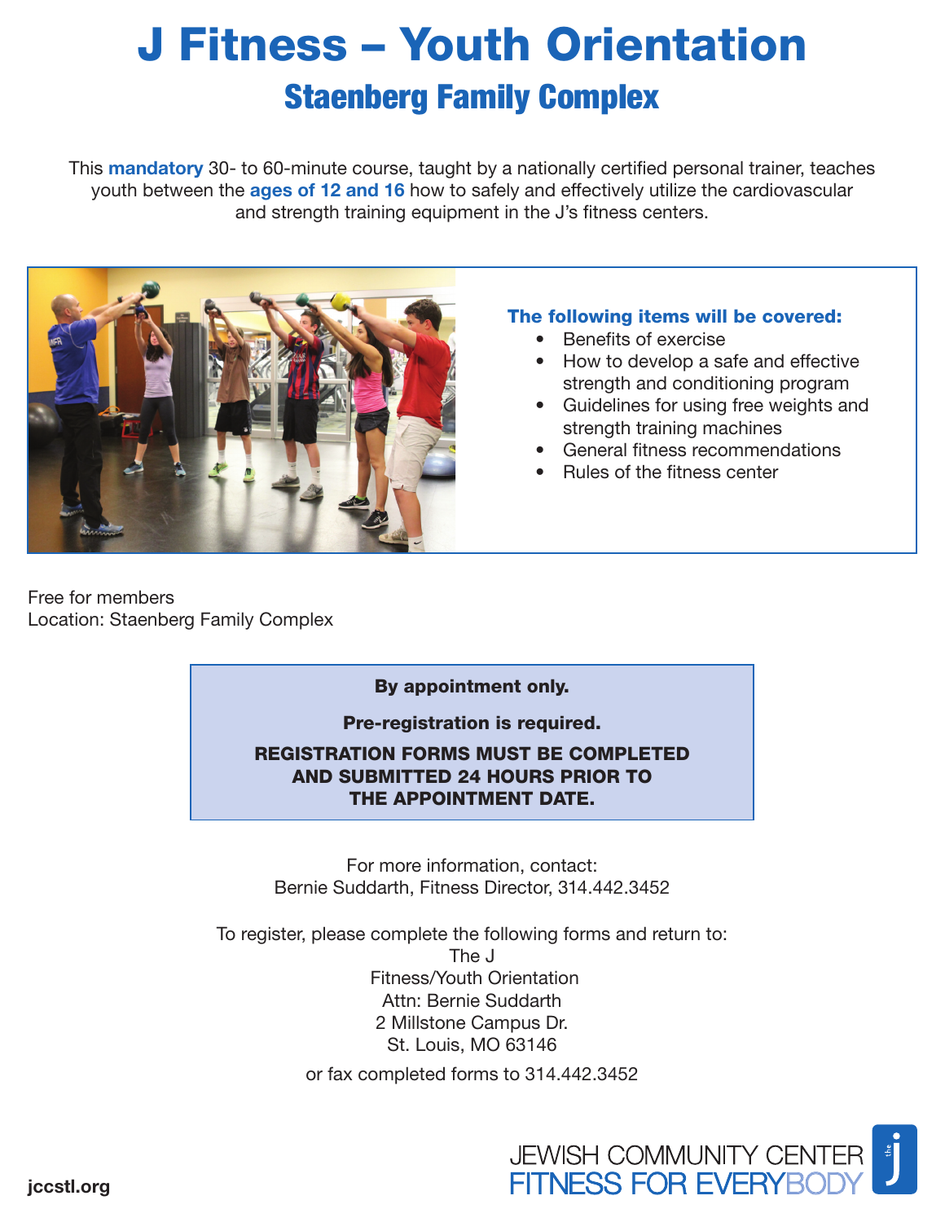# J Fitness – Youth Orientation

## Staenberg Family Complex

This **mandatory** 30- to 60-minute course, taught by a nationally certified personal trainer, teaches youth between the **ages of 12 and 16** how to safely and effectively utilize the cardiovascular and strength training equipment in the J's fitness centers.

**The following items will be covered:**

- Benefits of exercise
- How to develop a safe and effective strength and conditioning program
- Guidelines for using free weights and strength training machines
- General fitness recommendations
- Rules of the fitness center

Free for members
Location: Staenberg Family Complex

**By appointment only.**

**Pre-registration is required.**

**REGISTRATION FORMS MUST BE COMPLETED AND SUBMITTED 24 HOURS PRIOR TO THE APPOINTMENT DATE.**

For more information, contact:
Bernie Suddarth, Fitness Director, 314.442.3452

To register, please complete the following forms and return to:
The J
Fitness/Youth Orientation
Attn: Bernie Suddarth
2 Millstone Campus Dr.
St. Louis, MO 63146

or fax completed forms to 314.442.3452

jccstl.org

JEWISH COMMUNITY CENTER
FITNESS FOR EVERYBODY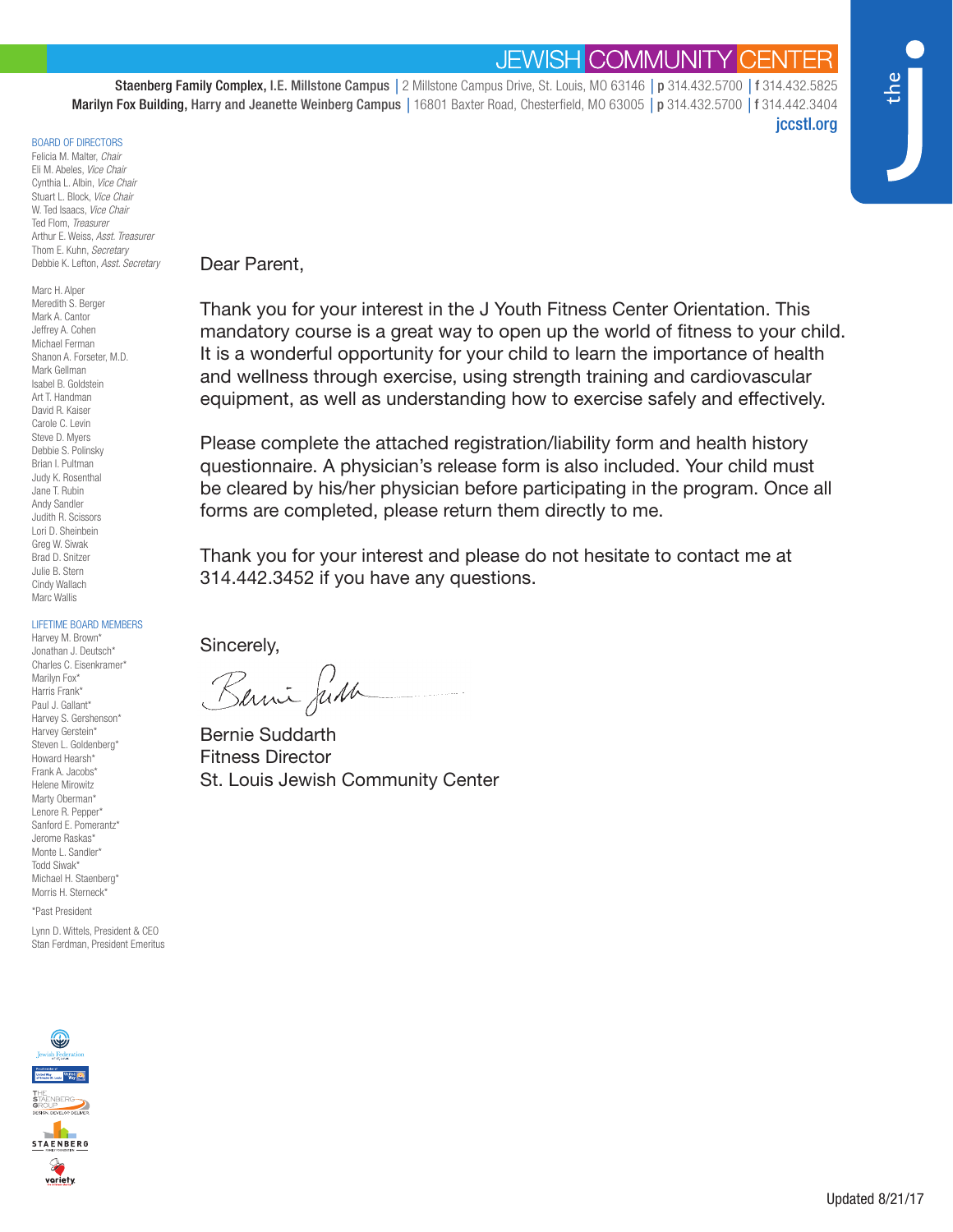JEWISH COMMUNITY CENTER

**Staenberg Family Complex,** I.E. Millstone Campus | 2 Millstone Campus Drive, St. Louis, MO 63146 | **p** 314.432.5700 | **f** 314.432.5825
**Marilyn Fox Building,** Harry and Jeanette Weinberg Campus | 16801 Baxter Road, Chesterfield, MO 63005 | **p** 314.432.5700 | **f** 314.442.3404
jccstl.org

the j

BOARD OF DIRECTORS
Felicia M. Malter, *Chair*
Eli M. Abeles, *Vice Chair*
Cynthia L. Albin, *Vice Chair*
Stuart L. Block, *Vice Chair*
W. Ted Isaacs, *Vice Chair*
Ted Flom, *Treasurer*
Arthur E. Weiss, *Asst. Treasurer*
Thom E. Kuhn, *Secretary*
Debbie K. Lefton, *Asst. Secretary*

Marc H. Alper
Meredith S. Berger
Mark A. Cantor
Jeffrey A. Cohen
Michael Ferman
Shanon A. Forseter, M.D.
Mark Gellman
Isabel B. Goldstein
Art T. Handman
David R. Kaiser
Carole C. Levin
Steve D. Myers
Debbie S. Polinsky
Brian I. Pultman
Judy K. Rosenthal
Jane T. Rubin
Andy Sandler
Judith R. Scissors
Lori D. Sheinbein
Greg W. Siwak
Brad D. Snitzer
Julie B. Stern
Cindy Wallach
Marc Wallis

LIFETIME BOARD MEMBERS
Harvey M. Brown*
Jonathan J. Deutsch*
Charles C. Eisenkramer*
Marilyn Fox*
Harris Frank*
Paul J. Gallant*
Harvey S. Gershenson*
Harvey Gerstein*
Steven L. Goldenberg*
Howard Hearsh*
Frank A. Jacobs*
Helene Mirowitz
Marty Oberman*
Lenore R. Pepper*
Sanford E. Pomerantz*
Jerome Raskas*
Monte L. Sandler*
Todd Siwak*
Michael H. Staenberg*
Morris H. Sterneck*

*Past President

Lynn D. Wittels, President & CEO
Stan Ferdman, President Emeritus

Dear Parent,

Thank you for your interest in the J Youth Fitness Center Orientation. This mandatory course is a great way to open up the world of fitness to your child. It is a wonderful opportunity for your child to learn the importance of health and wellness through exercise, using strength training and cardiovascular equipment, as well as understanding how to exercise safely and effectively.

Please complete the attached registration/liability form and health history questionnaire. A physician's release form is also included. Your child must be cleared by his/her physician before participating in the program. Once all forms are completed, please return them directly to me.

Thank you for your interest and please do not hesitate to contact me at 314.442.3452 if you have any questions.

Sincerely,

Bernie Suddarth
Fitness Director
St. Louis Jewish Community Center

Updated 8/21/17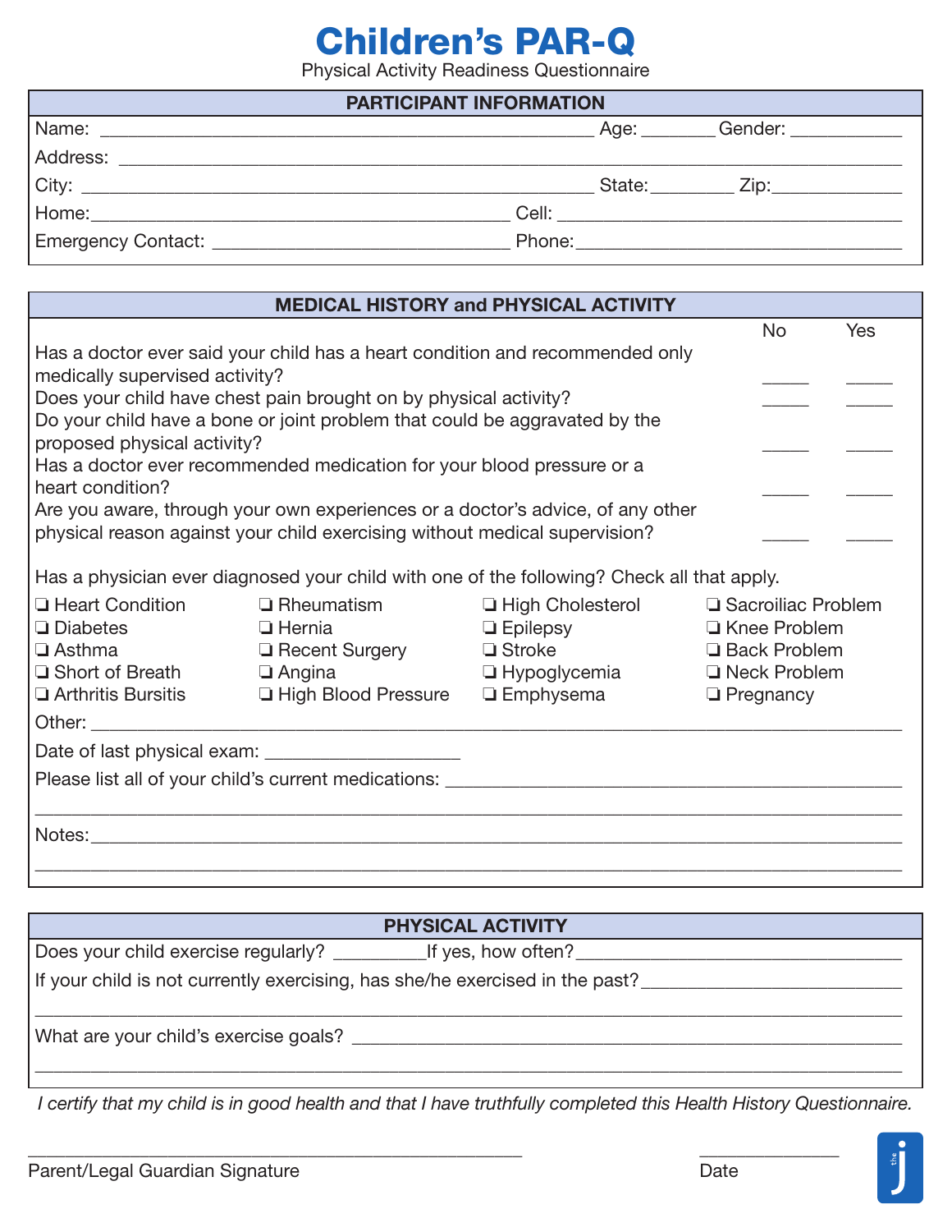# Children's PAR-Q

Physical Activity Readiness Questionnaire

## PARTICIPANT INFORMATION

Name: ______________________________ Age: _______ Gender: ___________

Address: ______________________________

City: ______________________________ State: ________ Zip: _____________

Home: ______________________________ Cell: ______________________________

Emergency Contact: ______________________________ Phone: ______________________________

## MEDICAL HISTORY and PHYSICAL ACTIVITY

| | No | Yes |
|---|---|---|
| Has a doctor ever said your child has a heart condition and recommended only medically supervised activity? | _____ | _____ |
| Does your child have chest pain brought on by physical activity? | _____ | _____ |
| Do your child have a bone or joint problem that could be aggravated by the proposed physical activity? | _____ | _____ |
| Has a doctor ever recommended medication for your blood pressure or a heart condition? | _____ | _____ |
| Are you aware, through your own experiences or a doctor's advice, of any other physical reason against your child exercising without medical supervision? | _____ | _____ |

Has a physician ever diagnosed your child with one of the following? Check all that apply.

- ❑ Heart Condition
- ❑ Diabetes
- ❑ Asthma
- ❑ Short of Breath
- ❑ Arthritis Bursitis
- ❑ Rheumatism
- ❑ Hernia
- ❑ Recent Surgery
- ❑ Angina
- ❑ High Blood Pressure
- ❑ High Cholesterol
- ❑ Epilepsy
- ❑ Stroke
- ❑ Hypoglycemia
- ❑ Emphysema
- ❑ Sacroiliac Problem
- ❑ Knee Problem
- ❑ Back Problem
- ❑ Neck Problem
- ❑ Pregnancy

Other: ______________________________

Date of last physical exam: ____________________

Please list all of your child's current medications: ______________________________

______________________________

Notes: ______________________________

______________________________

## PHYSICAL ACTIVITY

Does your child exercise regularly? _________ If yes, how often? ______________________________

If your child is not currently exercising, has she/he exercised in the past? ______________________________

______________________________

What are your child's exercise goals? ______________________________

______________________________

*I certify that my child is in good health and that I have truthfully completed this Health History Questionnaire.*

______________________________ Parent/Legal Guardian Signature

______________ Date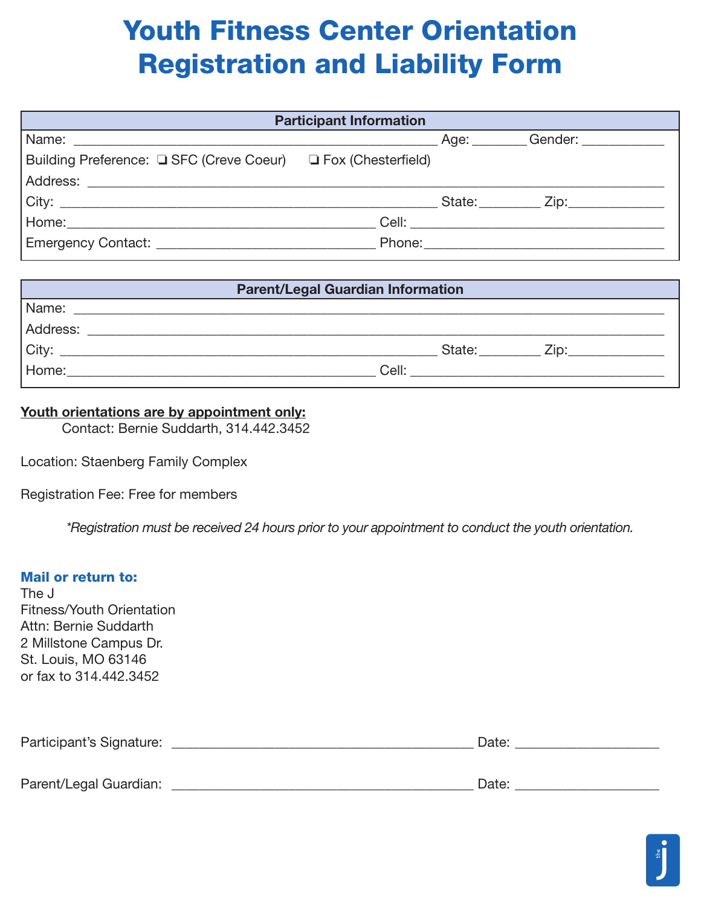# Youth Fitness Center Orientation Registration and Liability Form

| Participant Information |
| --- |
| Name: ______________________________ Age: _______ Gender: ___________ |
| Building Preference: ❏ SFC (Creve Coeur) ❏ Fox (Chesterfield) |
| Address: ______________________________ |
| City: ______________________________ State:________ Zip:_____________ |
| Home:______________________________ Cell: ______________________________ |
| Emergency Contact: ______________________________ Phone:______________________________ |

| Parent/Legal Guardian Information |
| --- |
| Name: ______________________________ |
| Address: ______________________________ |
| City: ______________________________ State:________ Zip:_____________ |
| Home:______________________________ Cell: ______________________________ |

**Youth orientations are by appointment only:**

Contact: Bernie Suddarth, 314.442.3452

Location: Staenberg Family Complex

Registration Fee: Free for members

*\*Registration must be received 24 hours prior to your appointment to conduct the youth orientation.*

**Mail or return to:**
The J
Fitness/Youth Orientation
Attn: Bernie Suddarth
2 Millstone Campus Dr.
St. Louis, MO 63146
or fax to 314.442.3452

Participant's Signature: ______________________________ Date: ___________________

Parent/Legal Guardian: ______________________________ Date: ___________________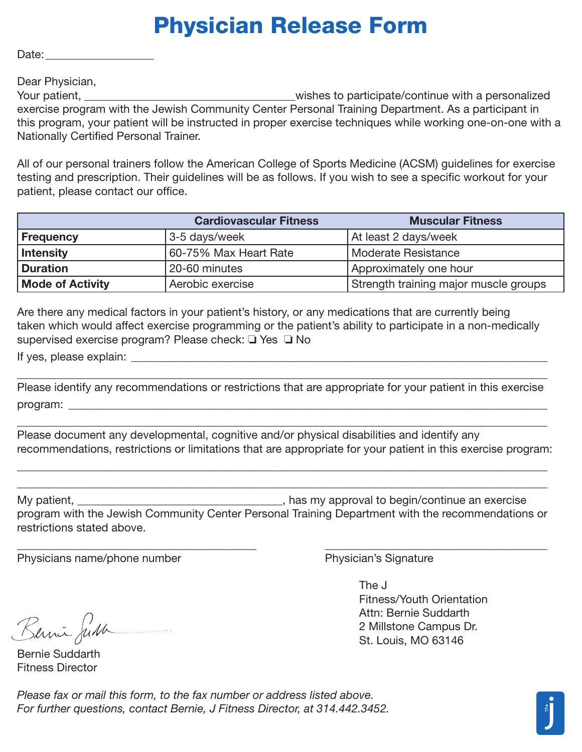# Physician Release Form

Date: ________________

Dear Physician,

Your patient, ________________________________ wishes to participate/continue with a personalized exercise program with the Jewish Community Center Personal Training Department. As a participant in this program, your patient will be instructed in proper exercise techniques while working one-on-one with a Nationally Certified Personal Trainer.

All of our personal trainers follow the American College of Sports Medicine (ACSM) guidelines for exercise testing and prescription. Their guidelines will be as follows. If you wish to see a specific workout for your patient, please contact our office.

| | Cardiovascular Fitness | Muscular Fitness |
|---|---|---|
| **Frequency** | 3-5 days/week | At least 2 days/week |
| **Intensity** | 60-75% Max Heart Rate | Moderate Resistance |
| **Duration** | 20-60 minutes | Approximately one hour |
| **Mode of Activity** | Aerobic exercise | Strength training major muscle groups |

Are there any medical factors in your patient's history, or any medications that are currently being taken which would affect exercise programming or the patient's ability to participate in a non-medically supervised exercise program? Please check: ❑ Yes ❑ No

If yes, please explain: ______________________________________________________________

______________________________________________________________

Please identify any recommendations or restrictions that are appropriate for your patient in this exercise program: ______________________________________________________________

______________________________________________________________

Please document any developmental, cognitive and/or physical disabilities and identify any recommendations, restrictions or limitations that are appropriate for your patient in this exercise program:

______________________________________________________________

______________________________________________________________

My patient, ________________________________, has my approval to begin/continue an exercise program with the Jewish Community Center Personal Training Department with the recommendations or restrictions stated above.

________________________________
Physicians name/phone number

________________________________
Physician's Signature

Bernie Suddarth
Fitness Director

The J
Fitness/Youth Orientation
Attn: Bernie Suddarth
2 Millstone Campus Dr.
St. Louis, MO 63146

*Please fax or mail this form, to the fax number or address listed above.*
*For further questions, contact Bernie, J Fitness Director, at 314.442.3452.*